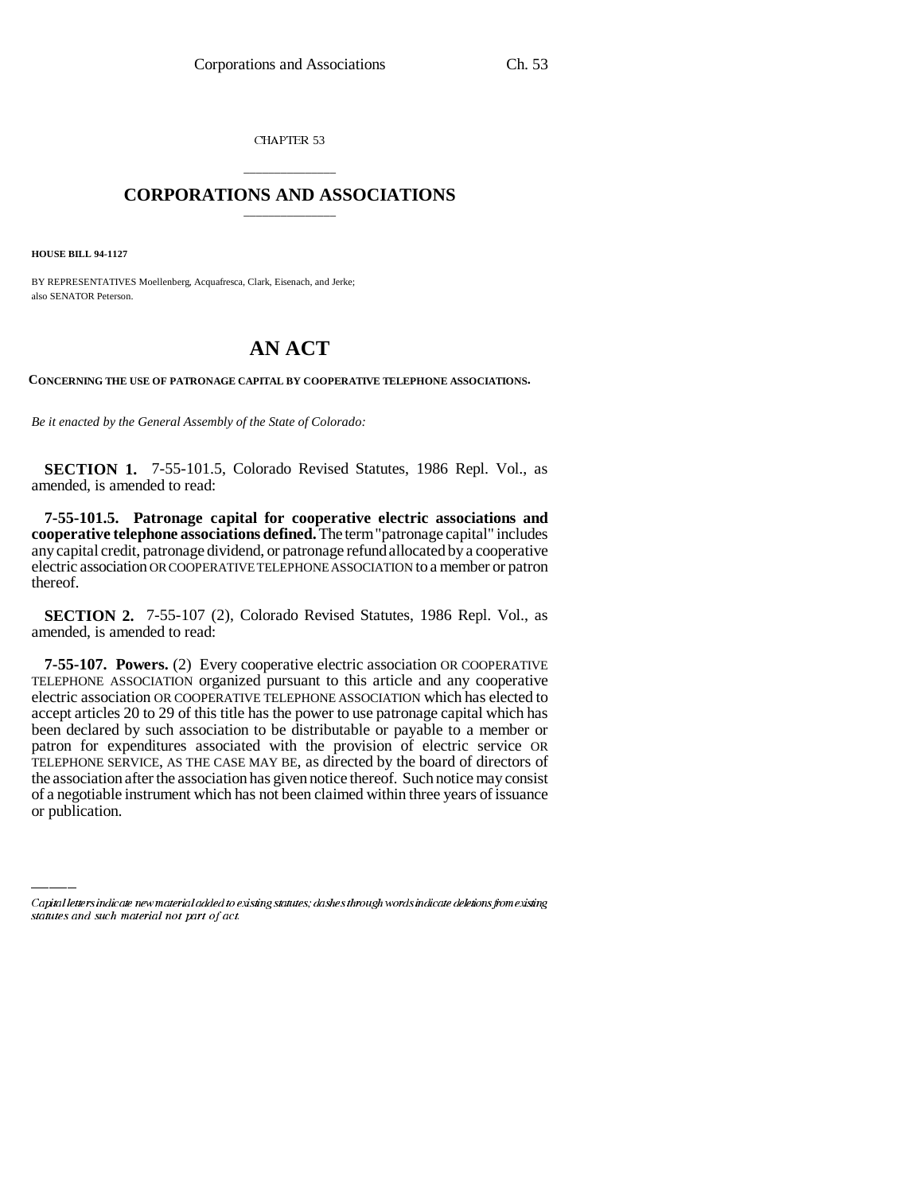CHAPTER 53

# CORPORATIONS AND ASSOCIATIONS

**HOUSE BILL 94-1127**

BY REPRESENTATIVES Moellenberg, Acquafresca, Clark, Eisenach, and Jerke;
also SENATOR Peterson.

# AN ACT

**CONCERNING THE USE OF PATRONAGE CAPITAL BY COOPERATIVE TELEPHONE ASSOCIATIONS.**

*Be it enacted by the General Assembly of the State of Colorado:*

**SECTION 1.** 7-55-101.5, Colorado Revised Statutes, 1986 Repl. Vol., as amended, is amended to read:

**7-55-101.5. Patronage capital for cooperative electric associations and cooperative telephone associations defined.** The term "patronage capital" includes any capital credit, patronage dividend, or patronage refund allocated by a cooperative electric association OR COOPERATIVE TELEPHONE ASSOCIATION to a member or patron thereof.

**SECTION 2.** 7-55-107 (2), Colorado Revised Statutes, 1986 Repl. Vol., as amended, is amended to read:

**7-55-107. Powers.** (2) Every cooperative electric association OR COOPERATIVE TELEPHONE ASSOCIATION organized pursuant to this article and any cooperative electric association OR COOPERATIVE TELEPHONE ASSOCIATION which has elected to accept articles 20 to 29 of this title has the power to use patronage capital which has been declared by such association to be distributable or payable to a member or patron for expenditures associated with the provision of electric service OR TELEPHONE SERVICE, AS THE CASE MAY BE, as directed by the board of directors of the association after the association has given notice thereof. Such notice may consist of a negotiable instrument which has not been claimed within three years of issuance or publication.

---

*Capital letters indicate new material added to existing statutes; dashes through words indicate deletions from existing statutes and such material not part of act.*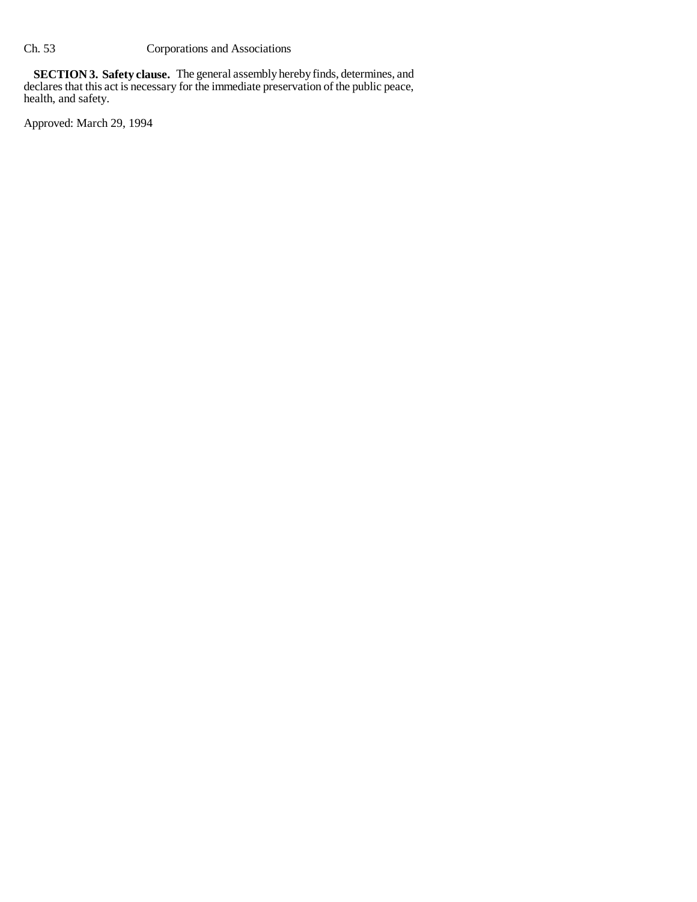**SECTION 3. Safety clause.** The general assembly hereby finds, determines, and declares that this act is necessary for the immediate preservation of the public peace, health, and safety.

Approved: March 29, 1994